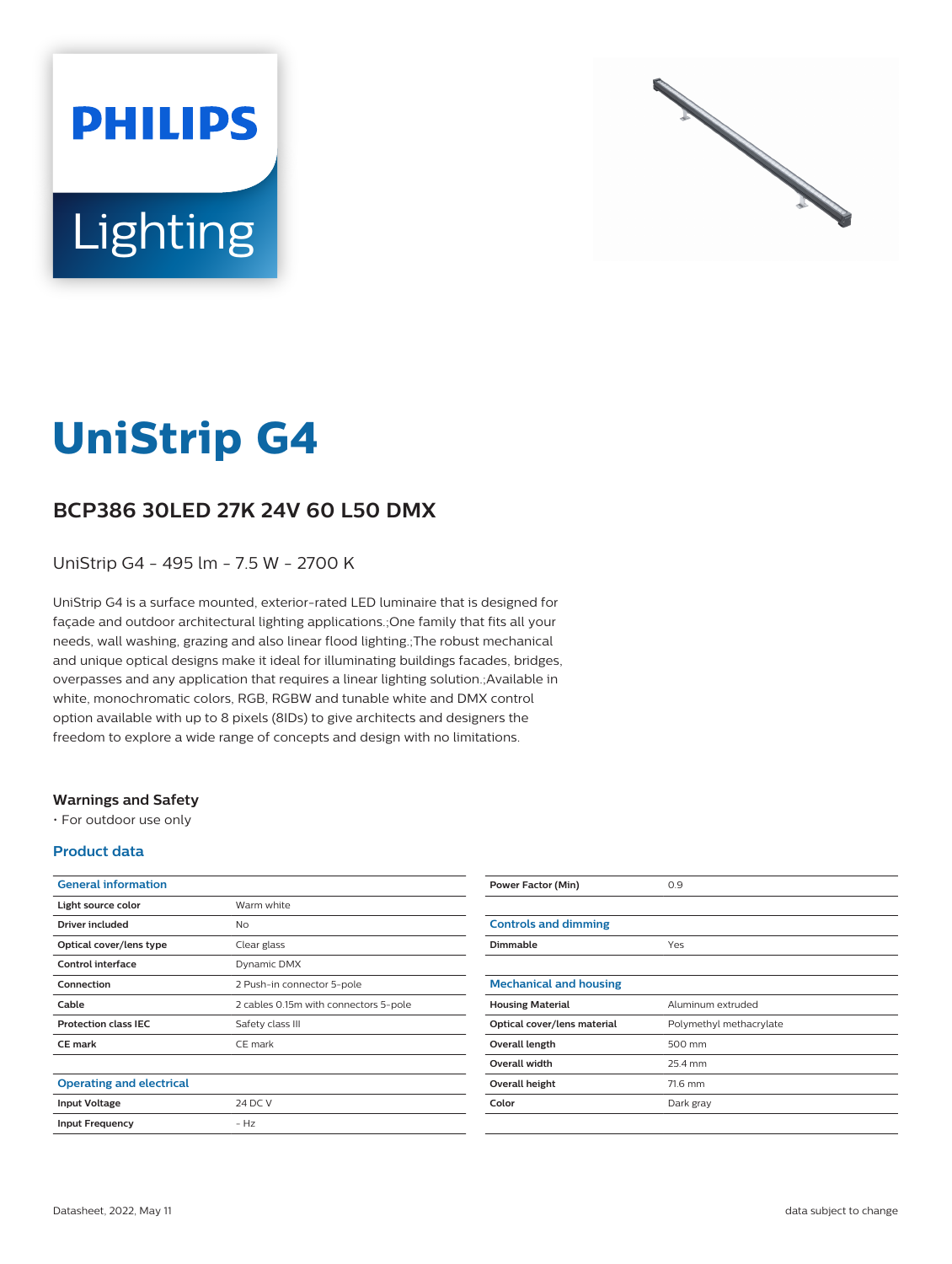# UniStrip G4

## BCP386 30LED 27K 24V 60 L50 DMX

UniStrip G4 - 495 lm - 7.5 W - 2700 K

UniStrip G4 is a surface mounted, exterior-rated LED luminaire that is designed for façade and outdoor architectural lighting applications.;One family that fits all your needs, wall washing, grazing and also linear flood lighting.;The robust mechanical and unique optical designs make it ideal for illuminating buildings facades, bridges, overpasses and any application that requires a linear lighting solution.;Available in white, monochromatic colors, RGB, RGBW and tunable white and DMX control option available with up to 8 pixels (8IDs) to give architects and designers the freedom to explore a wide range of concepts and design with no limitations.

### Warnings and Safety

- For outdoor use only

### Product data

| General information | |
|---|---|
| Light source color | Warm white |
| Driver included | No |
| Optical cover/lens type | Clear glass |
| Control interface | Dynamic DMX |
| Connection | 2 Push-in connector 5-pole |
| Cable | 2 cables 0.15m with connectors 5-pole |
| Protection class IEC | Safety class III |
| CE mark | CE mark |

| Operating and electrical | |
|---|---|
| Input Voltage | 24 DC V |
| Input Frequency | - Hz |
| Power Factor (Min) | 0.9 |

| Controls and dimming | |
|---|---|
| Dimmable | Yes |

| Mechanical and housing | |
|---|---|
| Housing Material | Aluminum extruded |
| Optical cover/lens material | Polymethyl methacrylate |
| Overall length | 500 mm |
| Overall width | 25.4 mm |
| Overall height | 71.6 mm |
| Color | Dark gray |

Datasheet, 2022, May 11

data subject to change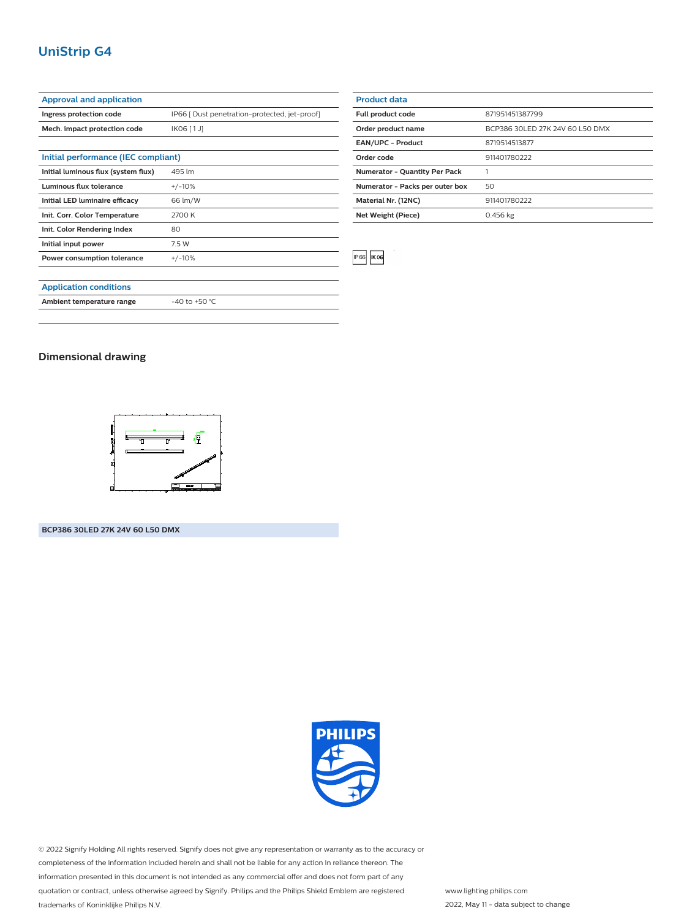# UniStrip G4

| Approval and application | |
|---|---|
| Ingress protection code | IP66 [ Dust penetration-protected, jet-proof] |
| Mech. impact protection code | IK06 [ 1 J] |

| Initial performance (IEC compliant) | |
|---|---|
| Initial luminous flux (system flux) | 495 lm |
| Luminous flux tolerance | +/-10% |
| Initial LED luminaire efficacy | 66 lm/W |
| Init. Corr. Color Temperature | 2700 K |
| Init. Color Rendering Index | 80 |
| Initial input power | 7.5 W |
| Power consumption tolerance | +/-10% |

| Application conditions | |
|---|---|
| Ambient temperature range | -40 to +50 °C |

| Product data | |
|---|---|
| Full product code | 871951451387799 |
| Order product name | BCP386 30LED 27K 24V 60 L50 DMX |
| EAN/UPC - Product | 8719514513877 |
| Order code | 911401780222 |
| Numerator - Quantity Per Pack | 1 |
| Numerator - Packs per outer box | 50 |
| Material Nr. (12NC) | 911401780222 |
| Net Weight (Piece) | 0.456 kg |

IP66 IK06

## Dimensional drawing

**BCP386 30LED 27K 24V 60 L50 DMX**

© 2022 Signify Holding All rights reserved. Signify does not give any representation or warranty as to the accuracy or completeness of the information included herein and shall not be liable for any action in reliance thereon. The information presented in this document is not intended as any commercial offer and does not form part of any quotation or contract, unless otherwise agreed by Signify. Philips and the Philips Shield Emblem are registered trademarks of Koninklijke Philips N.V.

www.lighting.philips.com

2022, May 11 - data subject to change